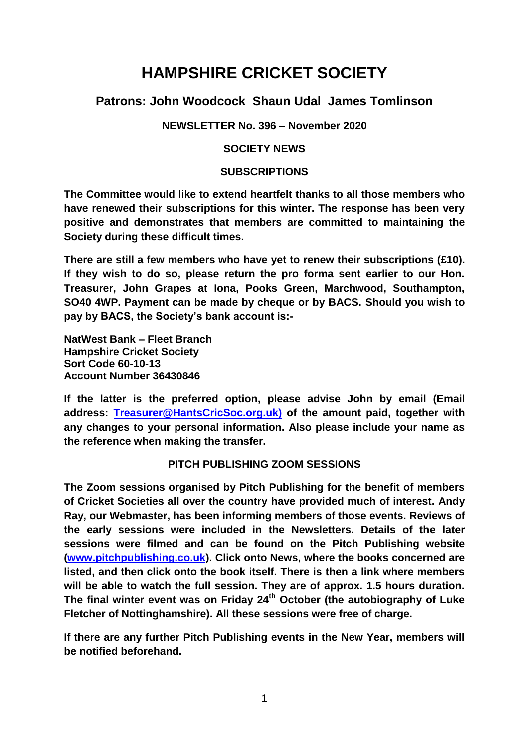# HAMPSHIRE CRICKET SOCIETY

## Patrons: John Woodcock Shaun Udal James Tomlinson

### NEWSLETTER No. 396 – November 2020

### SOCIETY NEWS

### SUBSCRIPTIONS

**The Committee would like to extend heartfelt thanks to all those members who have renewed their subscriptions for this winter. The response has been very positive and demonstrates that members are committed to maintaining the Society during these difficult times.**

**There are still a few members who have yet to renew their subscriptions (£10). If they wish to do so, please return the pro forma sent earlier to our Hon. Treasurer, John Grapes at Iona, Pooks Green, Marchwood, Southampton, SO40 4WP. Payment can be made by cheque or by BACS. Should you wish to pay by BACS, the Society's bank account is:-**

**NatWest Bank – Fleet Branch**
**Hampshire Cricket Society**
**Sort Code 60-10-13**
**Account Number 36430846**

**If the latter is the preferred option, please advise John by email (Email address: Treasurer@HantsCricSoc.org.uk) of the amount paid, together with any changes to your personal information. Also please include your name as the reference when making the transfer.**

### PITCH PUBLISHING ZOOM SESSIONS

**The Zoom sessions organised by Pitch Publishing for the benefit of members of Cricket Societies all over the country have provided much of interest. Andy Ray, our Webmaster, has been informing members of those events. Reviews of the early sessions were included in the Newsletters. Details of the later sessions were filmed and can be found on the Pitch Publishing website (www.pitchpublishing.co.uk). Click onto News, where the books concerned are listed, and then click onto the book itself. There is then a link where members will be able to watch the full session. They are of approx. 1.5 hours duration. The final winter event was on Friday 24th October (the autobiography of Luke Fletcher of Nottinghamshire). All these sessions were free of charge.**

**If there are any further Pitch Publishing events in the New Year, members will be notified beforehand.**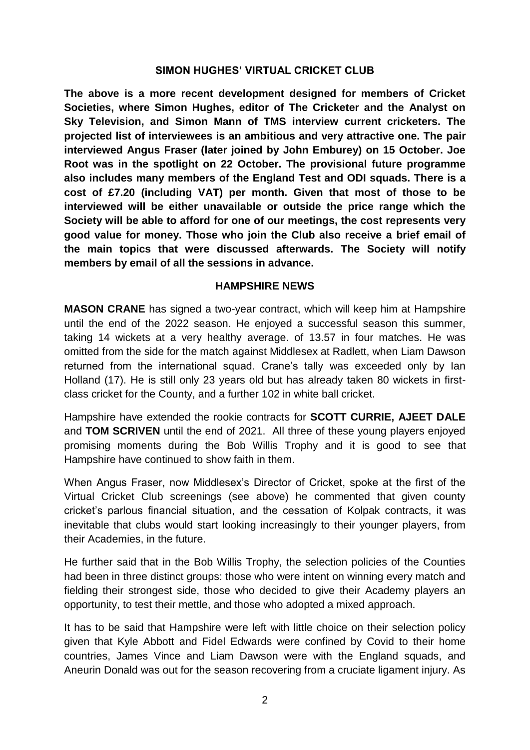## SIMON HUGHES' VIRTUAL CRICKET CLUB

**The above is a more recent development designed for members of Cricket Societies, where Simon Hughes, editor of The Cricketer and the Analyst on Sky Television, and Simon Mann of TMS interview current cricketers. The projected list of interviewees is an ambitious and very attractive one. The pair interviewed Angus Fraser (later joined by John Emburey) on 15 October. Joe Root was in the spotlight on 22 October. The provisional future programme also includes many members of the England Test and ODI squads. There is a cost of £7.20 (including VAT) per month. Given that most of those to be interviewed will be either unavailable or outside the price range which the Society will be able to afford for one of our meetings, the cost represents very good value for money. Those who join the Club also receive a brief email of the main topics that were discussed afterwards. The Society will notify members by email of all the sessions in advance.**

## HAMPSHIRE NEWS

**MASON CRANE** has signed a two-year contract, which will keep him at Hampshire until the end of the 2022 season. He enjoyed a successful season this summer, taking 14 wickets at a very healthy average. of 13.57 in four matches. He was omitted from the side for the match against Middlesex at Radlett, when Liam Dawson returned from the international squad. Crane's tally was exceeded only by Ian Holland (17). He is still only 23 years old but has already taken 80 wickets in first-class cricket for the County, and a further 102 in white ball cricket.

Hampshire have extended the rookie contracts for **SCOTT CURRIE, AJEET DALE** and **TOM SCRIVEN** until the end of 2021. All three of these young players enjoyed promising moments during the Bob Willis Trophy and it is good to see that Hampshire have continued to show faith in them.

When Angus Fraser, now Middlesex's Director of Cricket, spoke at the first of the Virtual Cricket Club screenings (see above) he commented that given county cricket's parlous financial situation, and the cessation of Kolpak contracts, it was inevitable that clubs would start looking increasingly to their younger players, from their Academies, in the future.

He further said that in the Bob Willis Trophy, the selection policies of the Counties had been in three distinct groups: those who were intent on winning every match and fielding their strongest side, those who decided to give their Academy players an opportunity, to test their mettle, and those who adopted a mixed approach.

It has to be said that Hampshire were left with little choice on their selection policy given that Kyle Abbott and Fidel Edwards were confined by Covid to their home countries, James Vince and Liam Dawson were with the England squads, and Aneurin Donald was out for the season recovering from a cruciate ligament injury. As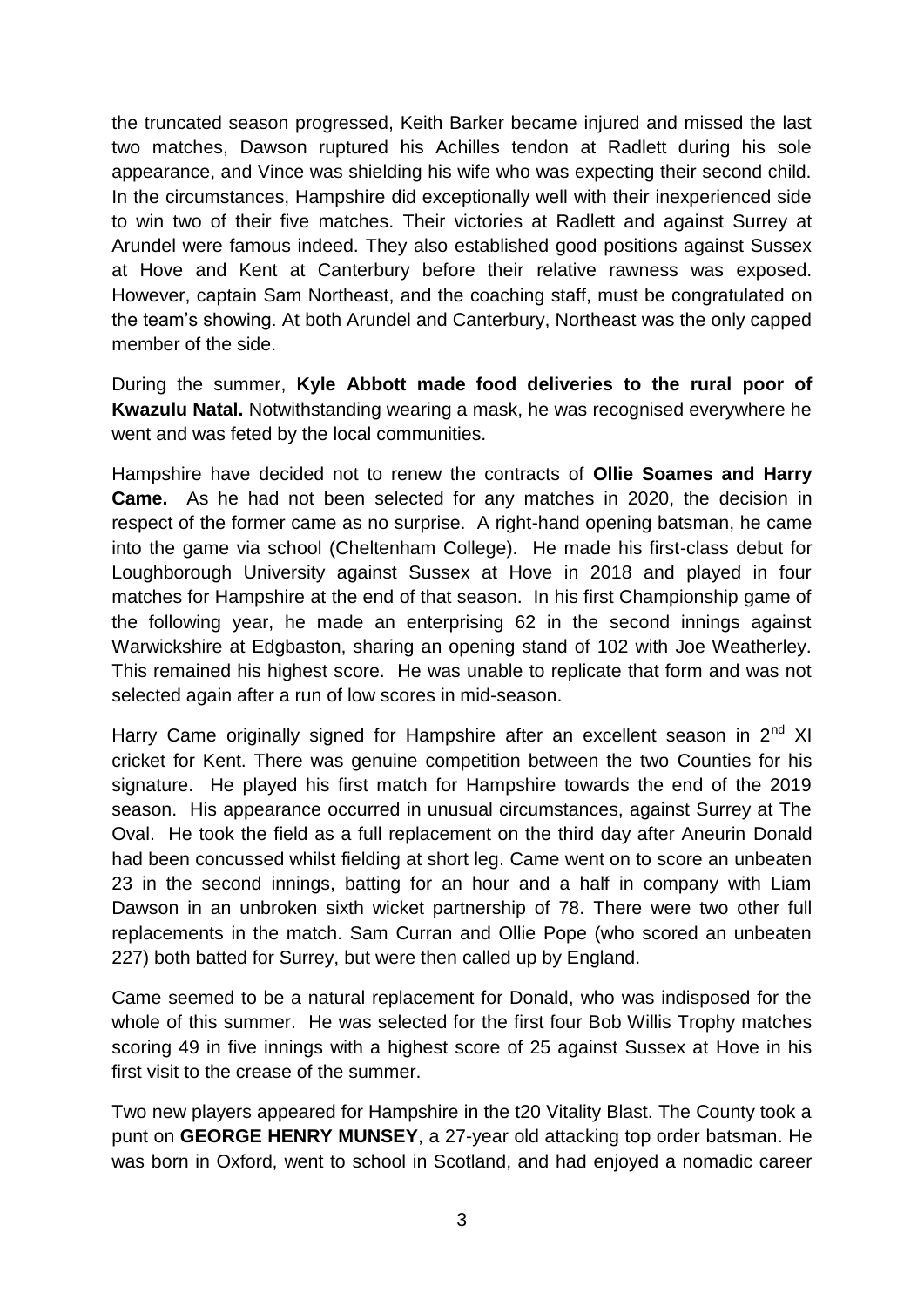the truncated season progressed, Keith Barker became injured and missed the last two matches, Dawson ruptured his Achilles tendon at Radlett during his sole appearance, and Vince was shielding his wife who was expecting their second child. In the circumstances, Hampshire did exceptionally well with their inexperienced side to win two of their five matches. Their victories at Radlett and against Surrey at Arundel were famous indeed. They also established good positions against Sussex at Hove and Kent at Canterbury before their relative rawness was exposed. However, captain Sam Northeast, and the coaching staff, must be congratulated on the team's showing. At both Arundel and Canterbury, Northeast was the only capped member of the side.

During the summer, **Kyle Abbott made food deliveries to the rural poor of Kwazulu Natal.** Notwithstanding wearing a mask, he was recognised everywhere he went and was feted by the local communities.

Hampshire have decided not to renew the contracts of **Ollie Soames and Harry Came.** As he had not been selected for any matches in 2020, the decision in respect of the former came as no surprise. A right-hand opening batsman, he came into the game via school (Cheltenham College). He made his first-class debut for Loughborough University against Sussex at Hove in 2018 and played in four matches for Hampshire at the end of that season. In his first Championship game of the following year, he made an enterprising 62 in the second innings against Warwickshire at Edgbaston, sharing an opening stand of 102 with Joe Weatherley. This remained his highest score. He was unable to replicate that form and was not selected again after a run of low scores in mid-season.

Harry Came originally signed for Hampshire after an excellent season in 2nd XI cricket for Kent. There was genuine competition between the two Counties for his signature. He played his first match for Hampshire towards the end of the 2019 season. His appearance occurred in unusual circumstances, against Surrey at The Oval. He took the field as a full replacement on the third day after Aneurin Donald had been concussed whilst fielding at short leg. Came went on to score an unbeaten 23 in the second innings, batting for an hour and a half in company with Liam Dawson in an unbroken sixth wicket partnership of 78. There were two other full replacements in the match. Sam Curran and Ollie Pope (who scored an unbeaten 227) both batted for Surrey, but were then called up by England.

Came seemed to be a natural replacement for Donald, who was indisposed for the whole of this summer. He was selected for the first four Bob Willis Trophy matches scoring 49 in five innings with a highest score of 25 against Sussex at Hove in his first visit to the crease of the summer.

Two new players appeared for Hampshire in the t20 Vitality Blast. The County took a punt on **GEORGE HENRY MUNSEY**, a 27-year old attacking top order batsman. He was born in Oxford, went to school in Scotland, and had enjoyed a nomadic career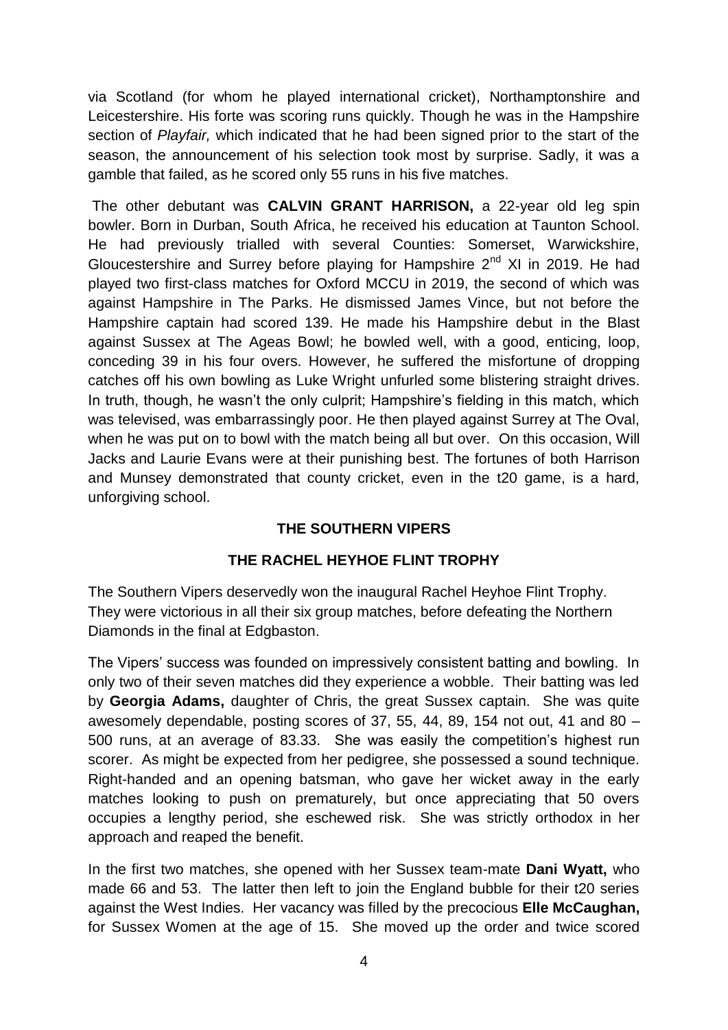via Scotland (for whom he played international cricket), Northamptonshire and Leicestershire. His forte was scoring runs quickly. Though he was in the Hampshire section of *Playfair,* which indicated that he had been signed prior to the start of the season, the announcement of his selection took most by surprise. Sadly, it was a gamble that failed, as he scored only 55 runs in his five matches.

The other debutant was **CALVIN GRANT HARRISON,** a 22-year old leg spin bowler. Born in Durban, South Africa, he received his education at Taunton School. He had previously trialled with several Counties: Somerset, Warwickshire, Gloucestershire and Surrey before playing for Hampshire 2nd XI in 2019. He had played two first-class matches for Oxford MCCU in 2019, the second of which was against Hampshire in The Parks. He dismissed James Vince, but not before the Hampshire captain had scored 139. He made his Hampshire debut in the Blast against Sussex at The Ageas Bowl; he bowled well, with a good, enticing, loop, conceding 39 in his four overs. However, he suffered the misfortune of dropping catches off his own bowling as Luke Wright unfurled some blistering straight drives. In truth, though, he wasn't the only culprit; Hampshire's fielding in this match, which was televised, was embarrassingly poor. He then played against Surrey at The Oval, when he was put on to bowl with the match being all but over. On this occasion, Will Jacks and Laurie Evans were at their punishing best. The fortunes of both Harrison and Munsey demonstrated that county cricket, even in the t20 game, is a hard, unforgiving school.

## THE SOUTHERN VIPERS

## THE RACHEL HEYHOE FLINT TROPHY

The Southern Vipers deservedly won the inaugural Rachel Heyhoe Flint Trophy. They were victorious in all their six group matches, before defeating the Northern Diamonds in the final at Edgbaston.

The Vipers' success was founded on impressively consistent batting and bowling. In only two of their seven matches did they experience a wobble. Their batting was led by **Georgia Adams,** daughter of Chris, the great Sussex captain. She was quite awesomely dependable, posting scores of 37, 55, 44, 89, 154 not out, 41 and 80 – 500 runs, at an average of 83.33. She was easily the competition's highest run scorer. As might be expected from her pedigree, she possessed a sound technique. Right-handed and an opening batsman, who gave her wicket away in the early matches looking to push on prematurely, but once appreciating that 50 overs occupies a lengthy period, she eschewed risk. She was strictly orthodox in her approach and reaped the benefit.

In the first two matches, she opened with her Sussex team-mate **Dani Wyatt,** who made 66 and 53. The latter then left to join the England bubble for their t20 series against the West Indies. Her vacancy was filled by the precocious **Elle McCaughan,** for Sussex Women at the age of 15. She moved up the order and twice scored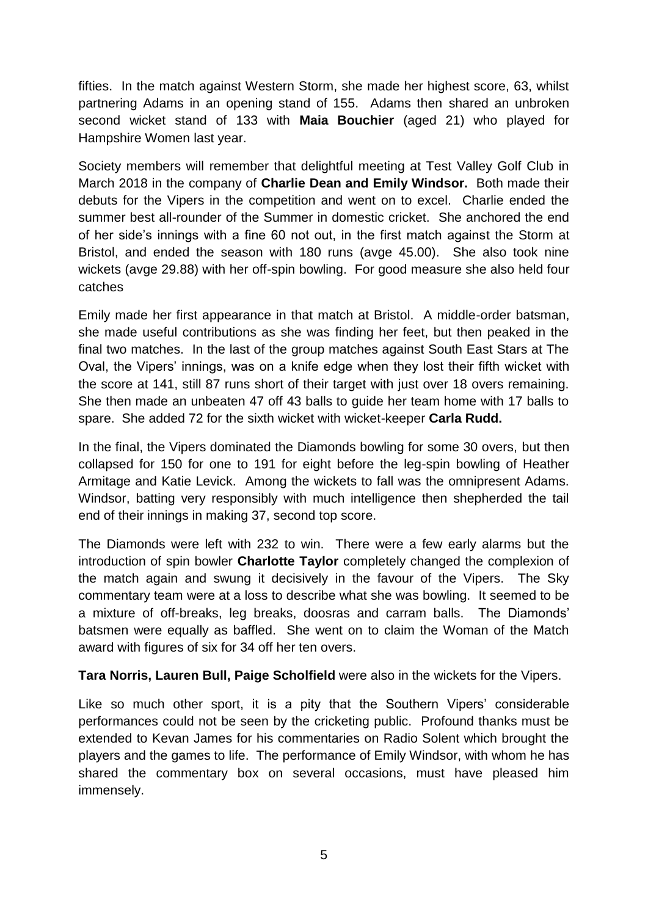fifties. In the match against Western Storm, she made her highest score, 63, whilst partnering Adams in an opening stand of 155. Adams then shared an unbroken second wicket stand of 133 with **Maia Bouchier** (aged 21) who played for Hampshire Women last year.

Society members will remember that delightful meeting at Test Valley Golf Club in March 2018 in the company of **Charlie Dean and Emily Windsor.** Both made their debuts for the Vipers in the competition and went on to excel. Charlie ended the summer best all-rounder of the Summer in domestic cricket. She anchored the end of her side's innings with a fine 60 not out, in the first match against the Storm at Bristol, and ended the season with 180 runs (avge 45.00). She also took nine wickets (avge 29.88) with her off-spin bowling. For good measure she also held four catches

Emily made her first appearance in that match at Bristol. A middle-order batsman, she made useful contributions as she was finding her feet, but then peaked in the final two matches. In the last of the group matches against South East Stars at The Oval, the Vipers' innings, was on a knife edge when they lost their fifth wicket with the score at 141, still 87 runs short of their target with just over 18 overs remaining. She then made an unbeaten 47 off 43 balls to guide her team home with 17 balls to spare. She added 72 for the sixth wicket with wicket-keeper **Carla Rudd.**

In the final, the Vipers dominated the Diamonds bowling for some 30 overs, but then collapsed for 150 for one to 191 for eight before the leg-spin bowling of Heather Armitage and Katie Levick. Among the wickets to fall was the omnipresent Adams. Windsor, batting very responsibly with much intelligence then shepherded the tail end of their innings in making 37, second top score.

The Diamonds were left with 232 to win. There were a few early alarms but the introduction of spin bowler **Charlotte Taylor** completely changed the complexion of the match again and swung it decisively in the favour of the Vipers. The Sky commentary team were at a loss to describe what she was bowling. It seemed to be a mixture of off-breaks, leg breaks, doosras and carram balls. The Diamonds' batsmen were equally as baffled. She went on to claim the Woman of the Match award with figures of six for 34 off her ten overs.

**Tara Norris, Lauren Bull, Paige Scholfield** were also in the wickets for the Vipers.

Like so much other sport, it is a pity that the Southern Vipers' considerable performances could not be seen by the cricketing public. Profound thanks must be extended to Kevan James for his commentaries on Radio Solent which brought the players and the games to life. The performance of Emily Windsor, with whom he has shared the commentary box on several occasions, must have pleased him immensely.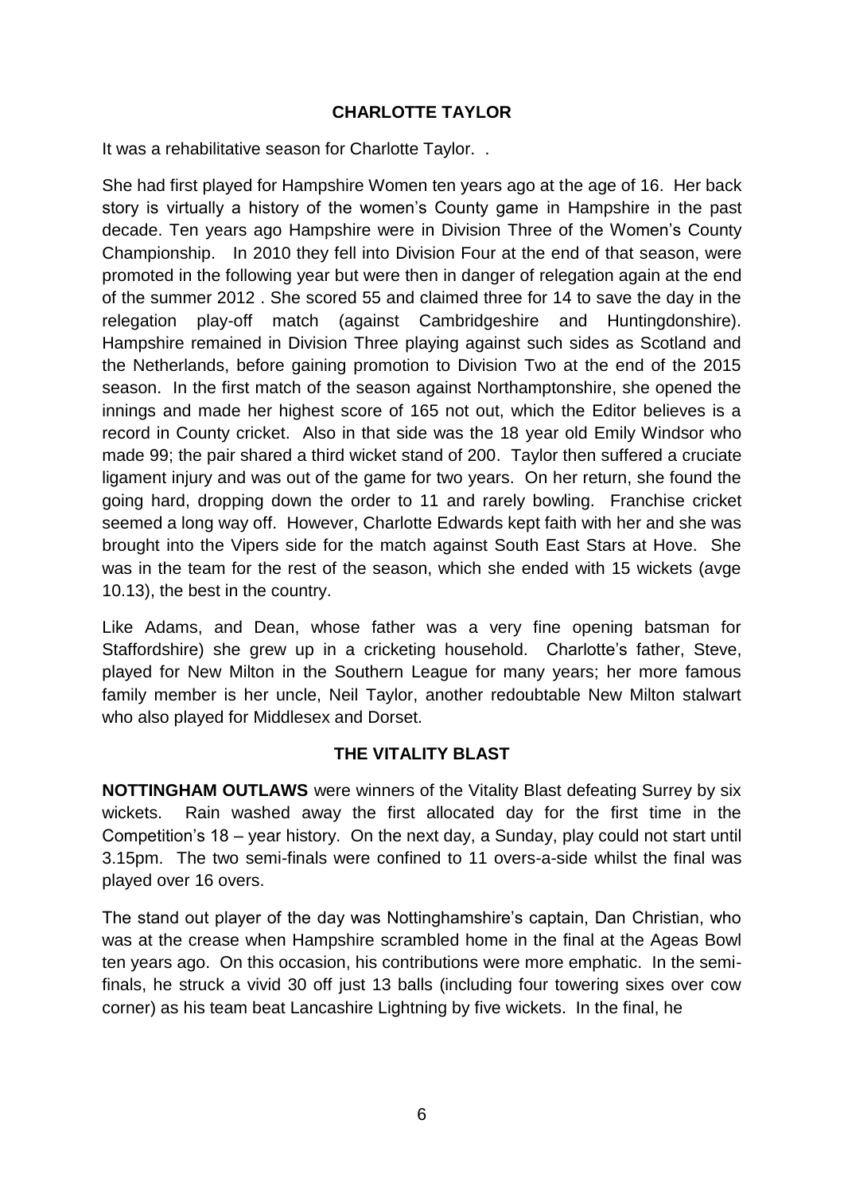**CHARLOTTE TAYLOR**

It was a rehabilitative season for Charlotte Taylor. .

She had first played for Hampshire Women ten years ago at the age of 16. Her back story is virtually a history of the women's County game in Hampshire in the past decade. Ten years ago Hampshire were in Division Three of the Women's County Championship. In 2010 they fell into Division Four at the end of that season, were promoted in the following year but were then in danger of relegation again at the end of the summer 2012 . She scored 55 and claimed three for 14 to save the day in the relegation play-off match (against Cambridgeshire and Huntingdonshire). Hampshire remained in Division Three playing against such sides as Scotland and the Netherlands, before gaining promotion to Division Two at the end of the 2015 season. In the first match of the season against Northamptonshire, she opened the innings and made her highest score of 165 not out, which the Editor believes is a record in County cricket. Also in that side was the 18 year old Emily Windsor who made 99; the pair shared a third wicket stand of 200. Taylor then suffered a cruciate ligament injury and was out of the game for two years. On her return, she found the going hard, dropping down the order to 11 and rarely bowling. Franchise cricket seemed a long way off. However, Charlotte Edwards kept faith with her and she was brought into the Vipers side for the match against South East Stars at Hove. She was in the team for the rest of the season, which she ended with 15 wickets (avge 10.13), the best in the country.

Like Adams, and Dean, whose father was a very fine opening batsman for Staffordshire) she grew up in a cricketing household. Charlotte's father, Steve, played for New Milton in the Southern League for many years; her more famous family member is her uncle, Neil Taylor, another redoubtable New Milton stalwart who also played for Middlesex and Dorset.

**THE VITALITY BLAST**

**NOTTINGHAM OUTLAWS** were winners of the Vitality Blast defeating Surrey by six wickets. Rain washed away the first allocated day for the first time in the Competition's 18 – year history. On the next day, a Sunday, play could not start until 3.15pm. The two semi-finals were confined to 11 overs-a-side whilst the final was played over 16 overs.

The stand out player of the day was Nottinghamshire's captain, Dan Christian, who was at the crease when Hampshire scrambled home in the final at the Ageas Bowl ten years ago. On this occasion, his contributions were more emphatic. In the semi-finals, he struck a vivid 30 off just 13 balls (including four towering sixes over cow corner) as his team beat Lancashire Lightning by five wickets. In the final, he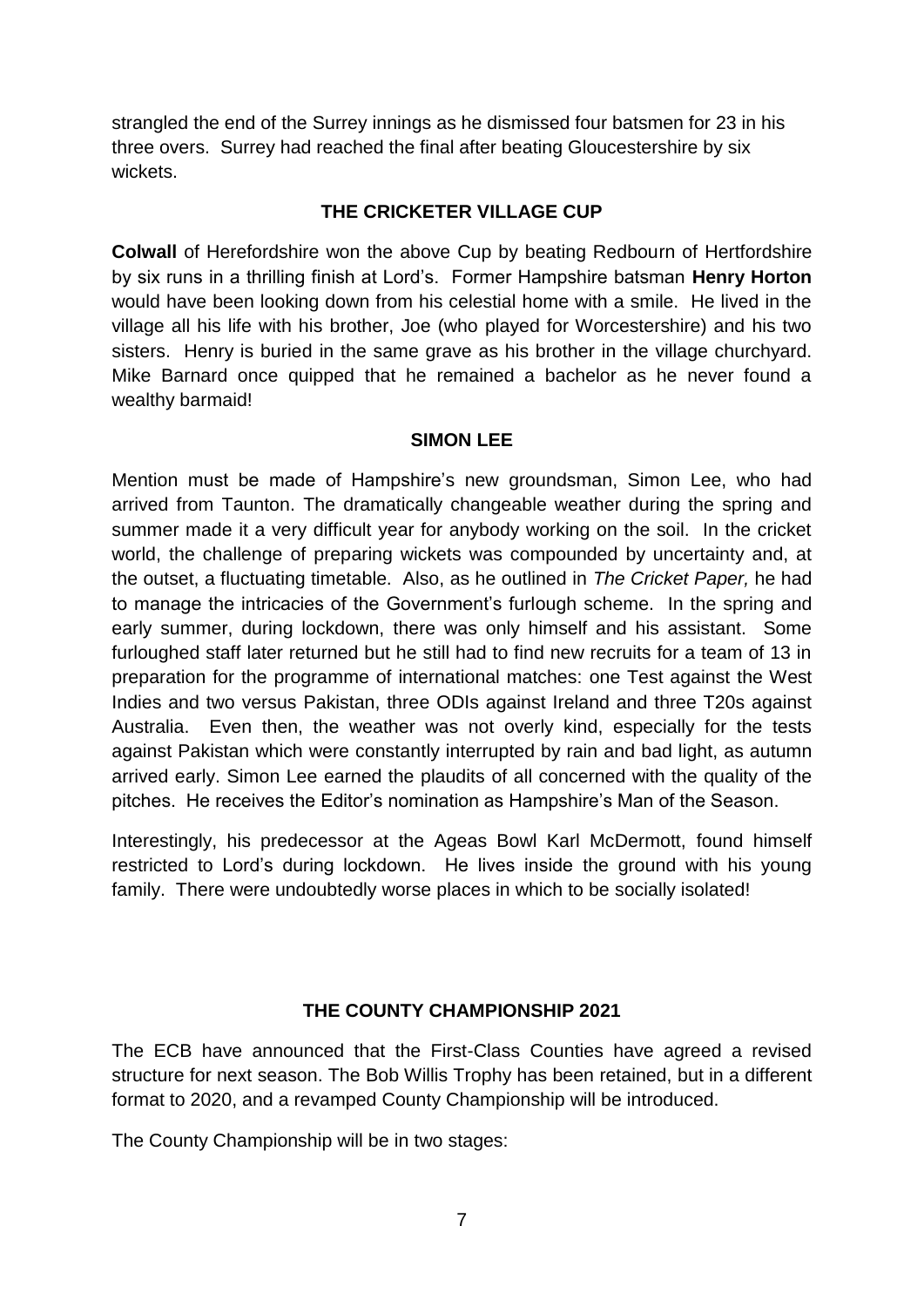strangled the end of the Surrey innings as he dismissed four batsmen for 23 in his three overs. Surrey had reached the final after beating Gloucestershire by six wickets.

## THE CRICKETER VILLAGE CUP

**Colwall** of Herefordshire won the above Cup by beating Redbourn of Hertfordshire by six runs in a thrilling finish at Lord's. Former Hampshire batsman **Henry Horton** would have been looking down from his celestial home with a smile. He lived in the village all his life with his brother, Joe (who played for Worcestershire) and his two sisters. Henry is buried in the same grave as his brother in the village churchyard. Mike Barnard once quipped that he remained a bachelor as he never found a wealthy barmaid!

## SIMON LEE

Mention must be made of Hampshire's new groundsman, Simon Lee, who had arrived from Taunton. The dramatically changeable weather during the spring and summer made it a very difficult year for anybody working on the soil. In the cricket world, the challenge of preparing wickets was compounded by uncertainty and, at the outset, a fluctuating timetable. Also, as he outlined in *The Cricket Paper,* he had to manage the intricacies of the Government's furlough scheme. In the spring and early summer, during lockdown, there was only himself and his assistant. Some furloughed staff later returned but he still had to find new recruits for a team of 13 in preparation for the programme of international matches: one Test against the West Indies and two versus Pakistan, three ODIs against Ireland and three T20s against Australia. Even then, the weather was not overly kind, especially for the tests against Pakistan which were constantly interrupted by rain and bad light, as autumn arrived early. Simon Lee earned the plaudits of all concerned with the quality of the pitches. He receives the Editor's nomination as Hampshire's Man of the Season.

Interestingly, his predecessor at the Ageas Bowl Karl McDermott, found himself restricted to Lord's during lockdown. He lives inside the ground with his young family. There were undoubtedly worse places in which to be socially isolated!

## THE COUNTY CHAMPIONSHIP 2021

The ECB have announced that the First-Class Counties have agreed a revised structure for next season. The Bob Willis Trophy has been retained, but in a different format to 2020, and a revamped County Championship will be introduced.

The County Championship will be in two stages: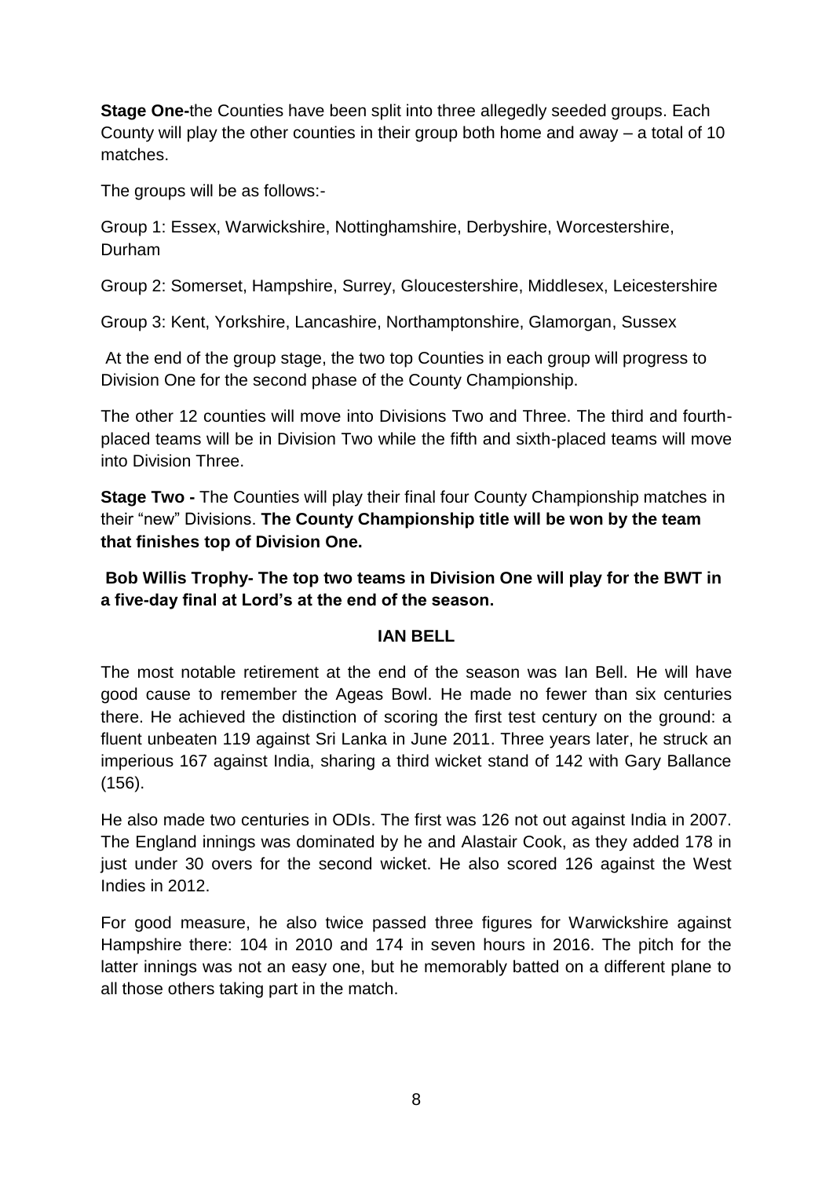**Stage One-**the Counties have been split into three allegedly seeded groups. Each County will play the other counties in their group both home and away – a total of 10 matches.

The groups will be as follows:-

Group 1: Essex, Warwickshire, Nottinghamshire, Derbyshire, Worcestershire, Durham

Group 2: Somerset, Hampshire, Surrey, Gloucestershire, Middlesex, Leicestershire

Group 3: Kent, Yorkshire, Lancashire, Northamptonshire, Glamorgan, Sussex

At the end of the group stage, the two top Counties in each group will progress to Division One for the second phase of the County Championship.

The other 12 counties will move into Divisions Two and Three. The third and fourth-placed teams will be in Division Two while the fifth and sixth-placed teams will move into Division Three.

**Stage Two -** The Counties will play their final four County Championship matches in their "new" Divisions. **The County Championship title will be won by the team that finishes top of Division One.**

**Bob Willis Trophy- The top two teams in Division One will play for the BWT in a five-day final at Lord's at the end of the season.**

## IAN BELL

The most notable retirement at the end of the season was Ian Bell. He will have good cause to remember the Ageas Bowl. He made no fewer than six centuries there. He achieved the distinction of scoring the first test century on the ground: a fluent unbeaten 119 against Sri Lanka in June 2011. Three years later, he struck an imperious 167 against India, sharing a third wicket stand of 142 with Gary Ballance (156).

He also made two centuries in ODIs. The first was 126 not out against India in 2007. The England innings was dominated by he and Alastair Cook, as they added 178 in just under 30 overs for the second wicket. He also scored 126 against the West Indies in 2012.

For good measure, he also twice passed three figures for Warwickshire against Hampshire there: 104 in 2010 and 174 in seven hours in 2016. The pitch for the latter innings was not an easy one, but he memorably batted on a different plane to all those others taking part in the match.